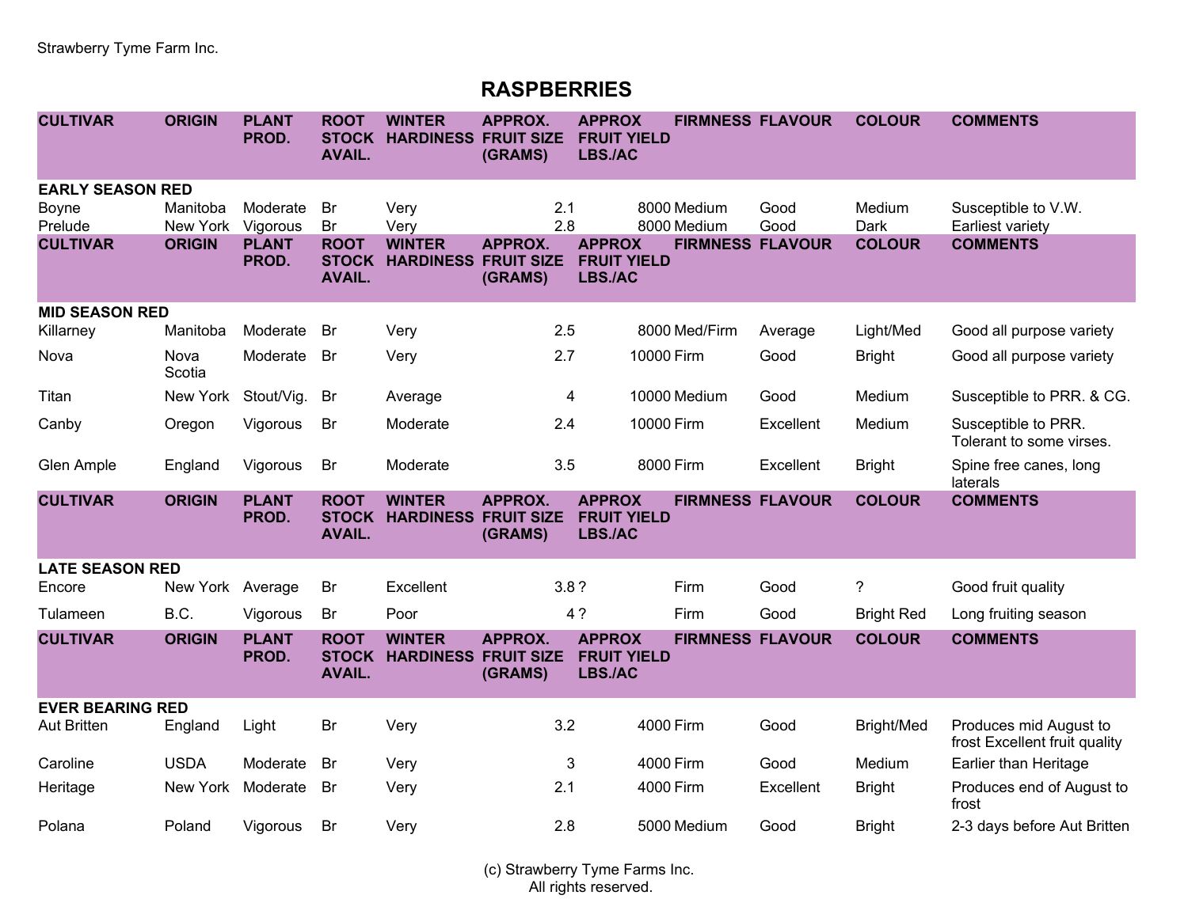Strawberry Tyme Farm Inc.

# RASPBERRIES

| CULTIVAR | ORIGIN | PLANT PROD. | ROOT STOCK AVAIL. | WINTER HARDINESS | APPROX. FRUIT SIZE (GRAMS) | APPROX FRUIT YIELD LBS./AC | FIRMNESS | FLAVOUR | COLOUR | COMMENTS |
|---|---|---|---|---|---|---|---|---|---|---|
| **EARLY SEASON RED** | | | | | | | | | | |
| Boyne | Manitoba | Moderate | Br | Very | 2.1 | 8000 | Medium | Good | Medium | Susceptible to V.W. |
| Prelude | New York | Vigorous | Br | Very | 2.8 | 8000 | Medium | Good | Dark | Earliest variety |
| **MID SEASON RED** | | | | | | | | | | |
| Killarney | Manitoba | Moderate | Br | Very | 2.5 | 8000 | Med/Firm | Average | Light/Med | Good all purpose variety |
| Nova | Nova Scotia | Moderate | Br | Very | 2.7 | 10000 | Firm | Good | Bright | Good all purpose variety |
| Titan | New York | Stout/Vig. | Br | Average | 4 | 10000 | Medium | Good | Medium | Susceptible to PRR. & CG. |
| Canby | Oregon | Vigorous | Br | Moderate | 2.4 | 10000 | Firm | Excellent | Medium | Susceptible to PRR. Tolerant to some virses. |
| Glen Ample | England | Vigorous | Br | Moderate | 3.5 | 8000 | Firm | Excellent | Bright | Spine free canes, long laterals |
| **LATE SEASON RED** | | | | | | | | | | |
| Encore | New York | Average | Br | Excellent | 3.8 | ? | Firm | Good | ? | Good fruit quality |
| Tulameen | B.C. | Vigorous | Br | Poor | 4 | ? | Firm | Good | Bright Red | Long fruiting season |
| **EVER BEARING RED** | | | | | | | | | | |
| Aut Britten | England | Light | Br | Very | 3.2 | 4000 | Firm | Good | Bright/Med | Produces mid August to frost Excellent fruit quality |
| Caroline | USDA | Moderate | Br | Very | 3 | 4000 | Firm | Good | Medium | Earlier than Heritage |
| Heritage | New York | Moderate | Br | Very | 2.1 | 4000 | Firm | Excellent | Bright | Produces end of August to frost |
| Polana | Poland | Vigorous | Br | Very | 2.8 | 5000 | Medium | Good | Bright | 2-3 days before Aut Britten |

(c) Strawberry Tyme Farms Inc.
All rights reserved.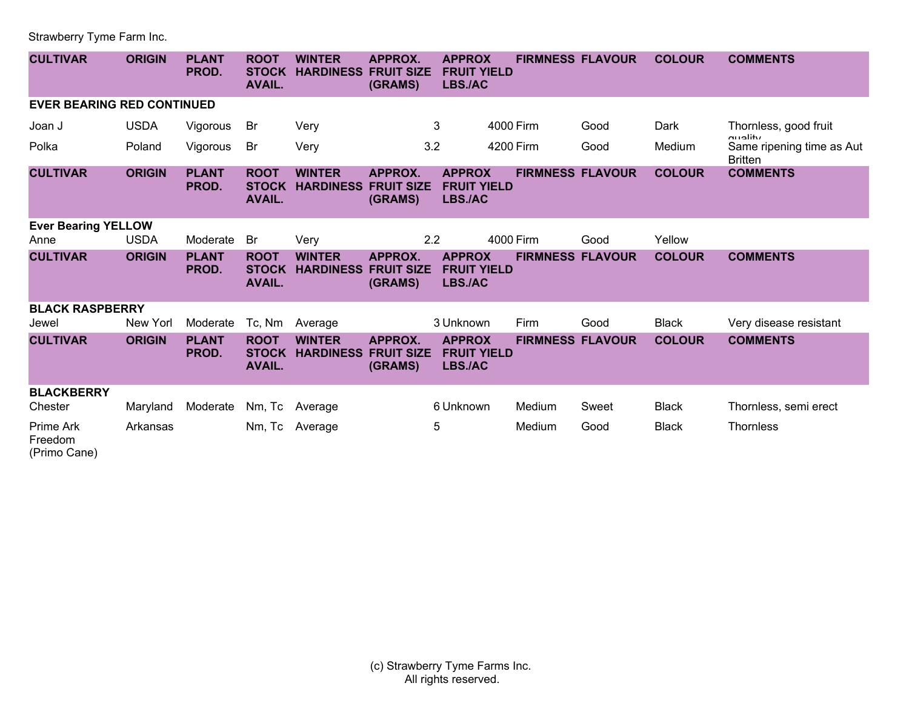Strawberry Tyme Farm Inc.

| CULTIVAR | ORIGIN | PLANT PROD. | ROOT STOCK AVAIL. | WINTER HARDINESS | APPROX. FRUIT SIZE (GRAMS) | APPROX FRUIT YIELD LBS./AC | FIRMNESS | FLAVOUR | COLOUR | COMMENTS |
|---|---|---|---|---|---|---|---|---|---|---|
| **EVER BEARING RED CONTINUED** | | | | | | | | | | |
| Joan J | USDA | Vigorous | Br | Very | 3 | 4000 | Firm | Good | Dark | Thornless, good fruit quality |
| Polka | Poland | Vigorous | Br | Very | 3.2 | 4200 | Firm | Good | Medium | Same ripening time as Aut Britten |

| CULTIVAR | ORIGIN | PLANT PROD. | ROOT STOCK AVAIL. | WINTER HARDINESS | APPROX. FRUIT SIZE (GRAMS) | APPROX FRUIT YIELD LBS./AC | FIRMNESS | FLAVOUR | COLOUR | COMMENTS |
|---|---|---|---|---|---|---|---|---|---|---|
| **Ever Bearing YELLOW** | | | | | | | | | | |
| Anne | USDA | Moderate | Br | Very | 2.2 | 4000 | Firm | Good | Yellow | |

| CULTIVAR | ORIGIN | PLANT PROD. | ROOT STOCK AVAIL. | WINTER HARDINESS | APPROX. FRUIT SIZE (GRAMS) | APPROX FRUIT YIELD LBS./AC | FIRMNESS | FLAVOUR | COLOUR | COMMENTS |
|---|---|---|---|---|---|---|---|---|---|---|
| **BLACK RASPBERRY** | | | | | | | | | | |
| Jewel | New Yorl | Moderate | Tc, Nm | Average | 3 | Unknown | Firm | Good | Black | Very disease resistant |

| CULTIVAR | ORIGIN | PLANT PROD. | ROOT STOCK AVAIL. | WINTER HARDINESS | APPROX. FRUIT SIZE (GRAMS) | APPROX FRUIT YIELD LBS./AC | FIRMNESS | FLAVOUR | COLOUR | COMMENTS |
|---|---|---|---|---|---|---|---|---|---|---|
| **BLACKBERRY** | | | | | | | | | | |
| Chester | Maryland | Moderate | Nm, Tc | Average | 6 | Unknown | Medium | Sweet | Black | Thornless, semi erect |
| Prime Ark Freedom (Primo Cane) | Arkansas | | Nm, Tc | Average | 5 | | Medium | Good | Black | Thornless |

(c) Strawberry Tyme Farms Inc.
All rights reserved.